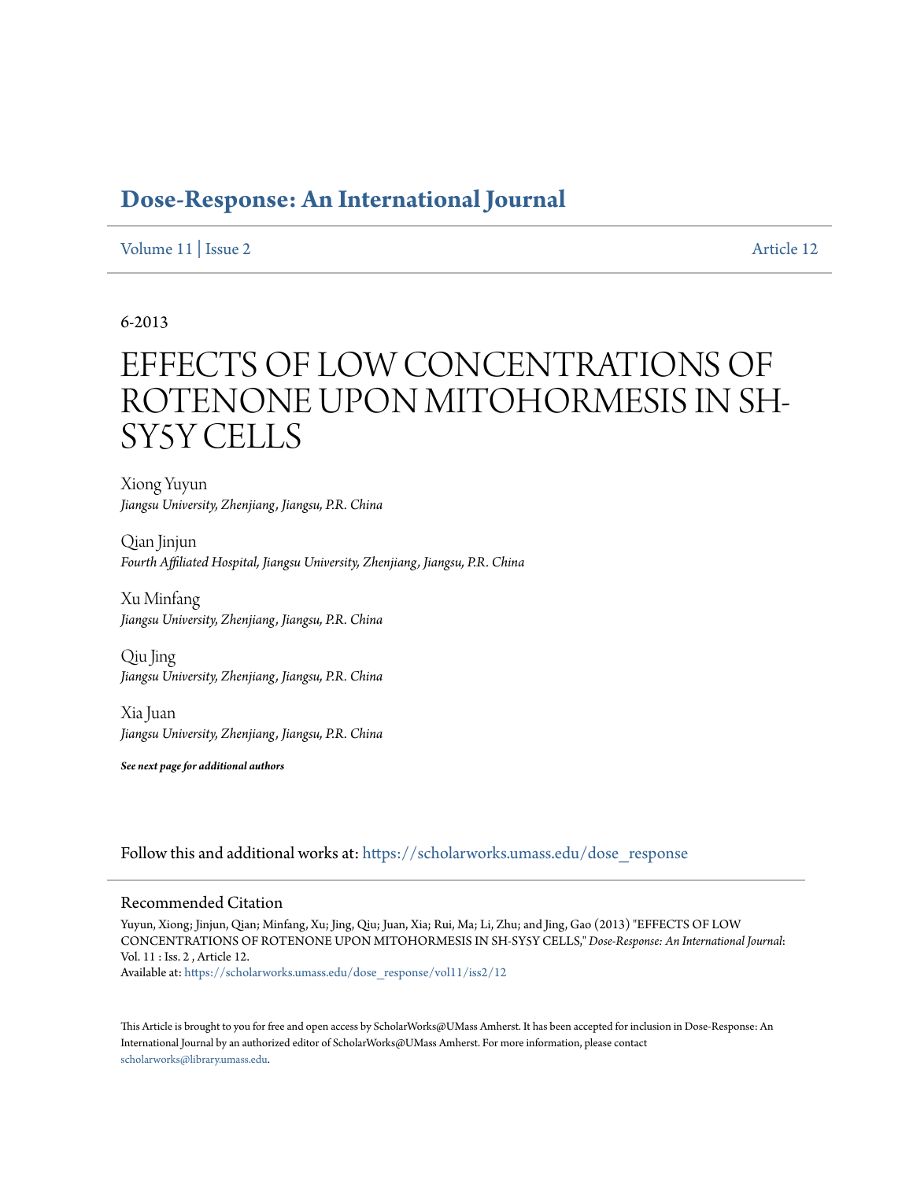# Dose-Response: An International Journal

Volume 11 | Issue 2 Article 12

6-2013

# EFFECTS OF LOW CONCENTRATIONS OF ROTENONE UPON MITOHORMESIS IN SH-SY5Y CELLS

Xiong Yuyun
*Jiangsu University, Zhenjiang, Jiangsu, P.R. China*

Qian Jinjun
*Fourth Affiliated Hospital, Jiangsu University, Zhenjiang, Jiangsu, P.R. China*

Xu Minfang
*Jiangsu University, Zhenjiang, Jiangsu, P.R. China*

Qiu Jing
*Jiangsu University, Zhenjiang, Jiangsu, P.R. China*

Xia Juan
*Jiangsu University, Zhenjiang, Jiangsu, P.R. China*

***See next page for additional authors***

Follow this and additional works at: https://scholarworks.umass.edu/dose_response

## Recommended Citation

Yuyun, Xiong; Jinjun, Qian; Minfang, Xu; Jing, Qiu; Juan, Xia; Rui, Ma; Li, Zhu; and Jing, Gao (2013) "EFFECTS OF LOW CONCENTRATIONS OF ROTENONE UPON MITOHORMESIS IN SH-SY5Y CELLS," *Dose-Response: An International Journal*: Vol. 11 : Iss. 2 , Article 12.
Available at: https://scholarworks.umass.edu/dose_response/vol11/iss2/12

This Article is brought to you for free and open access by ScholarWorks@UMass Amherst. It has been accepted for inclusion in Dose-Response: An International Journal by an authorized editor of ScholarWorks@UMass Amherst. For more information, please contact scholarworks@library.umass.edu.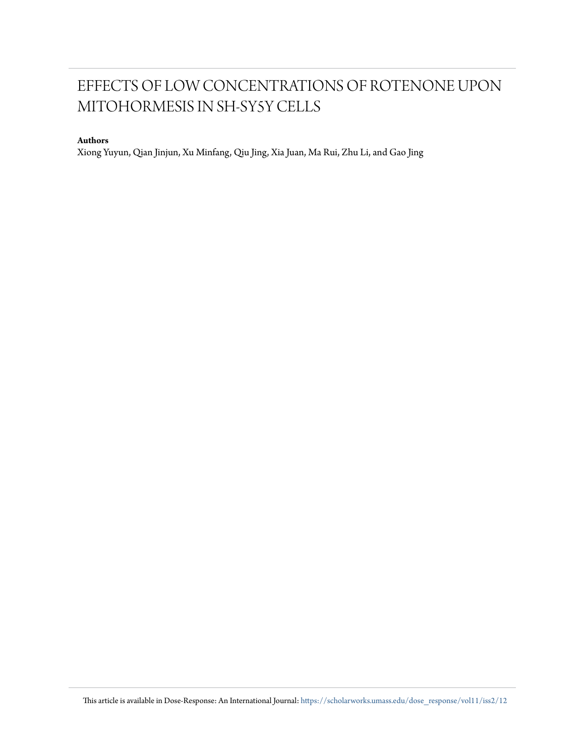# EFFECTS OF LOW CONCENTRATIONS OF ROTENONE UPON MITOHORMESIS IN SH-SY5Y CELLS

**Authors**

Xiong Yuyun, Qian Jinjun, Xu Minfang, Qiu Jing, Xia Juan, Ma Rui, Zhu Li, and Gao Jing

This article is available in Dose-Response: An International Journal: https://scholarworks.umass.edu/dose_response/vol11/iss2/12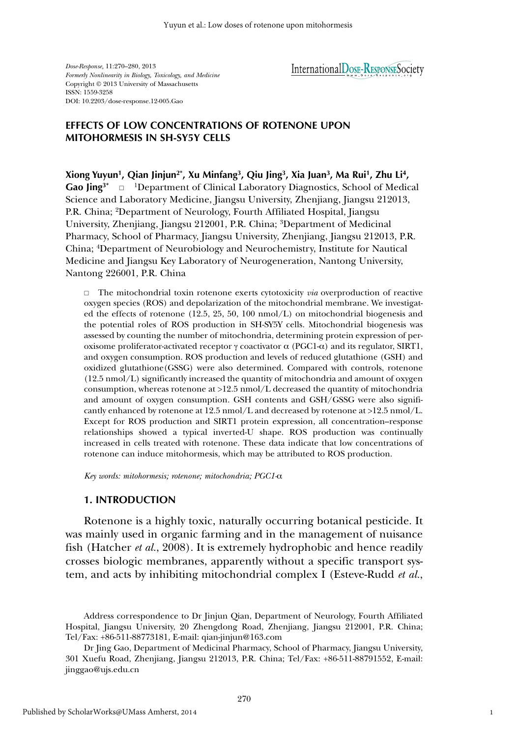Dose-Response, 11:270–280, 2013
*Formerly Nonlinearity in Biology, Toxicology, and Medicine*
Copyright © 2013 University of Massachusetts
ISSN: 1559-3258
DOI: 10.2203/dose-response.12-005.Gao

# EFFECTS OF LOW CONCENTRATIONS OF ROTENONE UPON MITOHORMESIS IN SH-SY5Y CELLS

**Xiong Yuyun[1], Qian Jinjun[2*], Xu Minfang[3], Qiu Jing[3], Xia Juan[3], Ma Rui[1], Zhu Li[4], Gao Jing[3*]** □ [1]Department of Clinical Laboratory Diagnostics, School of Medical Science and Laboratory Medicine, Jiangsu University, Zhenjiang, Jiangsu 212013, P.R. China; [2]Department of Neurology, Fourth Affiliated Hospital, Jiangsu University, Zhenjiang, Jiangsu 212001, P.R. China; [3]Department of Medicinal Pharmacy, School of Pharmacy, Jiangsu University, Zhenjiang, Jiangsu 212013, P.R. China; [4]Department of Neurobiology and Neurochemistry, Institute for Nautical Medicine and Jiangsu Key Laboratory of Neurogeneration, Nantong University, Nantong 226001, P.R. China

□ The mitochondrial toxin rotenone exerts cytotoxicity *via* overproduction of reactive oxygen species (ROS) and depolarization of the mitochondrial membrane. We investigated the effects of rotenone (12.5, 25, 50, 100 nmol/L) on mitochondrial biogenesis and the potential roles of ROS production in SH-SY5Y cells. Mitochondrial biogenesis was assessed by counting the number of mitochondria, determining protein expression of peroxisome proliferator-activated receptor γ coactivator α (PGC1-α) and its regulator, SIRT1, and oxygen consumption. ROS production and levels of reduced glutathione (GSH) and oxidized glutathione(GSSG) were also determined. Compared with controls, rotenone (12.5 nmol/L) significantly increased the quantity of mitochondria and amount of oxygen consumption, whereas rotenone at >12.5 nmol/L decreased the quantity of mitochondria and amount of oxygen consumption. GSH contents and GSH/GSSG were also significantly enhanced by rotenone at 12.5 nmol/L and decreased by rotenone at >12.5 nmol/L. Except for ROS production and SIRT1 protein expression, all concentration–response relationships showed a typical inverted-U shape. ROS production was continually increased in cells treated with rotenone. These data indicate that low concentrations of rotenone can induce mitohormesis, which may be attributed to ROS production.

*Key words: mitohormesis; rotenone; mitochondria; PGC1-α*

## 1. INTRODUCTION

Rotenone is a highly toxic, naturally occurring botanical pesticide. It was mainly used in organic farming and in the management of nuisance fish (Hatcher *et al.*, 2008). It is extremely hydrophobic and hence readily crosses biologic membranes, apparently without a specific transport system, and acts by inhibiting mitochondrial complex I (Esteve-Rudd *et al.*,

Address correspondence to Dr Jinjun Qian, Department of Neurology, Fourth Affiliated Hospital, Jiangsu University, 20 Zhengdong Road, Zhenjiang, Jiangsu 212001, P.R. China; Tel/Fax: +86-511-88773181, E-mail: qian-jinjun@163.com

Dr Jing Gao, Department of Medicinal Pharmacy, School of Pharmacy, Jiangsu University, 301 Xuefu Road, Zhenjiang, Jiangsu 212013, P.R. China; Tel/Fax: +86-511-88791552, E-mail: jinggao@ujs.edu.cn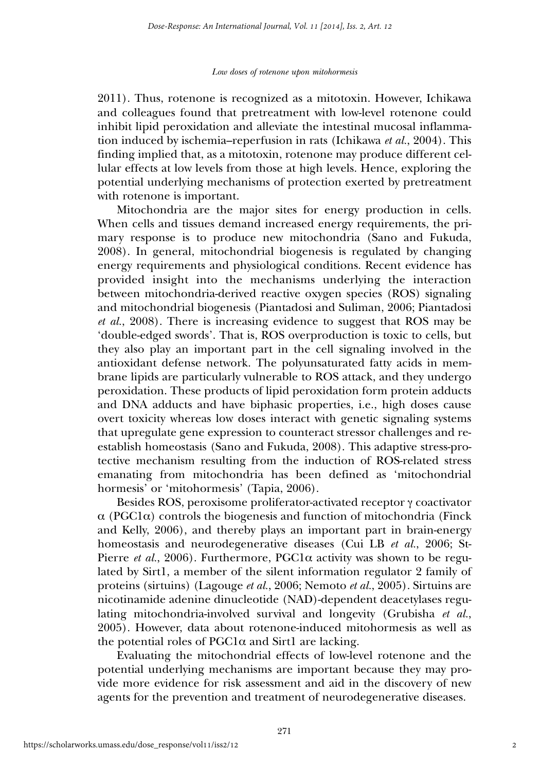2011). Thus, rotenone is recognized as a mitotoxin. However, Ichikawa and colleagues found that pretreatment with low-level rotenone could inhibit lipid peroxidation and alleviate the intestinal mucosal inflammation induced by ischemia–reperfusion in rats (Ichikawa *et al.*, 2004). This finding implied that, as a mitotoxin, rotenone may produce different cellular effects at low levels from those at high levels. Hence, exploring the potential underlying mechanisms of protection exerted by pretreatment with rotenone is important.

Mitochondria are the major sites for energy production in cells. When cells and tissues demand increased energy requirements, the primary response is to produce new mitochondria (Sano and Fukuda, 2008). In general, mitochondrial biogenesis is regulated by changing energy requirements and physiological conditions. Recent evidence has provided insight into the mechanisms underlying the interaction between mitochondria-derived reactive oxygen species (ROS) signaling and mitochondrial biogenesis (Piantadosi and Suliman, 2006; Piantadosi *et al.*, 2008). There is increasing evidence to suggest that ROS may be 'double-edged swords'. That is, ROS overproduction is toxic to cells, but they also play an important part in the cell signaling involved in the antioxidant defense network. The polyunsaturated fatty acids in membrane lipids are particularly vulnerable to ROS attack, and they undergo peroxidation. These products of lipid peroxidation form protein adducts and DNA adducts and have biphasic properties, i.e., high doses cause overt toxicity whereas low doses interact with genetic signaling systems that upregulate gene expression to counteract stressor challenges and re-establish homeostasis (Sano and Fukuda, 2008). This adaptive stress-protective mechanism resulting from the induction of ROS-related stress emanating from mitochondria has been defined as 'mitochondrial hormesis' or 'mitohormesis' (Tapia, 2006).

Besides ROS, peroxisome proliferator-activated receptor $\gamma$ coactivator $\alpha$ (PGC1$\alpha$) controls the biogenesis and function of mitochondria (Finck and Kelly, 2006), and thereby plays an important part in brain-energy homeostasis and neurodegenerative diseases (Cui LB *et al.*, 2006; St-Pierre *et al.*, 2006). Furthermore, PGC1$\alpha$ activity was shown to be regulated by Sirt1, a member of the silent information regulator 2 family of proteins (sirtuins) (Lagouge *et al.*, 2006; Nemoto *et al.*, 2005). Sirtuins are nicotinamide adenine dinucleotide (NAD)-dependent deacetylases regulating mitochondria-involved survival and longevity (Grubisha *et al.*, 2005). However, data about rotenone-induced mitohormesis as well as the potential roles of PGC1$\alpha$ and Sirt1 are lacking.

Evaluating the mitochondrial effects of low-level rotenone and the potential underlying mechanisms are important because they may provide more evidence for risk assessment and aid in the discovery of new agents for the prevention and treatment of neurodegenerative diseases.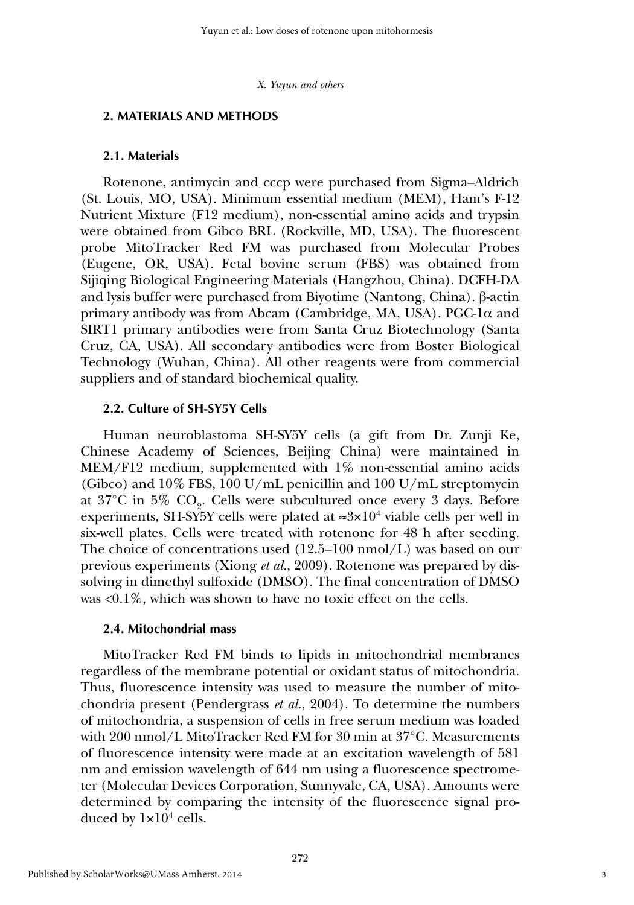## 2. MATERIALS AND METHODS

### 2.1. Materials

Rotenone, antimycin and cccp were purchased from Sigma–Aldrich (St. Louis, MO, USA). Minimum essential medium (MEM), Ham's F-12 Nutrient Mixture (F12 medium), non-essential amino acids and trypsin were obtained from Gibco BRL (Rockville, MD, USA). The fluorescent probe MitoTracker Red FM was purchased from Molecular Probes (Eugene, OR, USA). Fetal bovine serum (FBS) was obtained from Sijiqing Biological Engineering Materials (Hangzhou, China). DCFH-DA and lysis buffer were purchased from Biyotime (Nantong, China). β-actin primary antibody was from Abcam (Cambridge, MA, USA). PGC-1α and SIRT1 primary antibodies were from Santa Cruz Biotechnology (Santa Cruz, CA, USA). All secondary antibodies were from Boster Biological Technology (Wuhan, China). All other reagents were from commercial suppliers and of standard biochemical quality.

### 2.2. Culture of SH-SY5Y Cells

Human neuroblastoma SH-SY5Y cells (a gift from Dr. Zunji Ke, Chinese Academy of Sciences, Beijing China) were maintained in MEM/F12 medium, supplemented with 1% non-essential amino acids (Gibco) and 10% FBS, 100 U/mL penicillin and 100 U/mL streptomycin at 37°C in 5% $CO_2$. Cells were subcultured once every 3 days. Before experiments, SH-SY5Y cells were plated at $\approx 3\times10^4$ viable cells per well in six-well plates. Cells were treated with rotenone for 48 h after seeding. The choice of concentrations used (12.5–100 nmol/L) was based on our previous experiments (Xiong *et al.*, 2009). Rotenone was prepared by dissolving in dimethyl sulfoxide (DMSO). The final concentration of DMSO was <0.1%, which was shown to have no toxic effect on the cells.

### 2.4. Mitochondrial mass

MitoTracker Red FM binds to lipids in mitochondrial membranes regardless of the membrane potential or oxidant status of mitochondria. Thus, fluorescence intensity was used to measure the number of mitochondria present (Pendergrass *et al.*, 2004). To determine the numbers of mitochondria, a suspension of cells in free serum medium was loaded with 200 nmol/L MitoTracker Red FM for 30 min at 37°C. Measurements of fluorescence intensity were made at an excitation wavelength of 581 nm and emission wavelength of 644 nm using a fluorescence spectrometer (Molecular Devices Corporation, Sunnyvale, CA, USA). Amounts were determined by comparing the intensity of the fluorescence signal produced by $1\times10^4$ cells.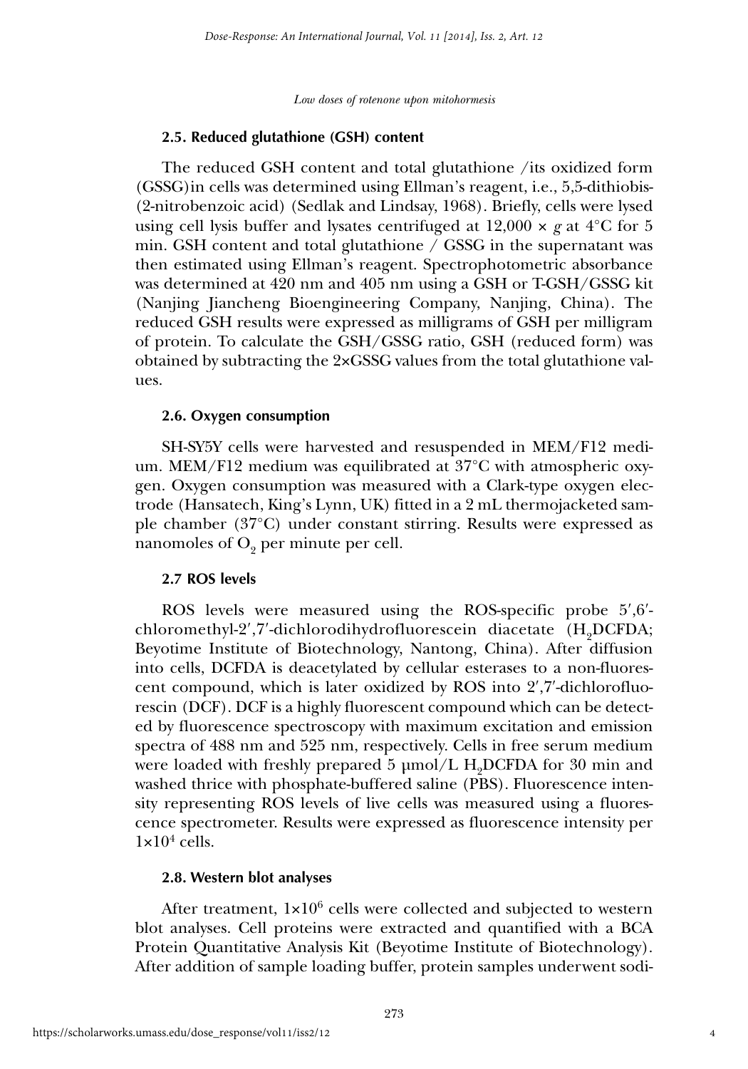### 2.5. Reduced glutathione (GSH) content

The reduced GSH content and total glutathione /its oxidized form (GSSG)in cells was determined using Ellman's reagent, i.e., 5,5-dithiobis-(2-nitrobenzoic acid) (Sedlak and Lindsay, 1968). Briefly, cells were lysed using cell lysis buffer and lysates centrifuged at 12,000 × *g* at 4°C for 5 min. GSH content and total glutathione / GSSG in the supernatant was then estimated using Ellman's reagent. Spectrophotometric absorbance was determined at 420 nm and 405 nm using a GSH or T-GSH/GSSG kit (Nanjing Jiancheng Bioengineering Company, Nanjing, China). The reduced GSH results were expressed as milligrams of GSH per milligram of protein. To calculate the GSH/GSSG ratio, GSH (reduced form) was obtained by subtracting the 2×GSSG values from the total glutathione values.

### 2.6. Oxygen consumption

SH-SY5Y cells were harvested and resuspended in MEM/F12 medium. MEM/F12 medium was equilibrated at 37°C with atmospheric oxygen. Oxygen consumption was measured with a Clark-type oxygen electrode (Hansatech, King's Lynn, UK) fitted in a 2 mL thermojacketed sample chamber (37°C) under constant stirring. Results were expressed as nanomoles of $O_2$ per minute per cell.

### 2.7 ROS levels

ROS levels were measured using the ROS-specific probe 5′,6′-chloromethyl-2′,7′-dichlorodihydrofluorescein diacetate ($H_2$DCFDA; Beyotime Institute of Biotechnology, Nantong, China). After diffusion into cells, DCFDA is deacetylated by cellular esterases to a non-fluorescent compound, which is later oxidized by ROS into 2′,7′-dichlorofluorescin (DCF). DCF is a highly fluorescent compound which can be detected by fluorescence spectroscopy with maximum excitation and emission spectra of 488 nm and 525 nm, respectively. Cells in free serum medium were loaded with freshly prepared 5 μmol/L $H_2$DCFDA for 30 min and washed thrice with phosphate-buffered saline (PBS). Fluorescence intensity representing ROS levels of live cells was measured using a fluorescence spectrometer. Results were expressed as fluorescence intensity per $1\times10^4$ cells.

### 2.8. Western blot analyses

After treatment, $1\times10^6$ cells were collected and subjected to western blot analyses. Cell proteins were extracted and quantified with a BCA Protein Quantitative Analysis Kit (Beyotime Institute of Biotechnology). After addition of sample loading buffer, protein samples underwent sodi-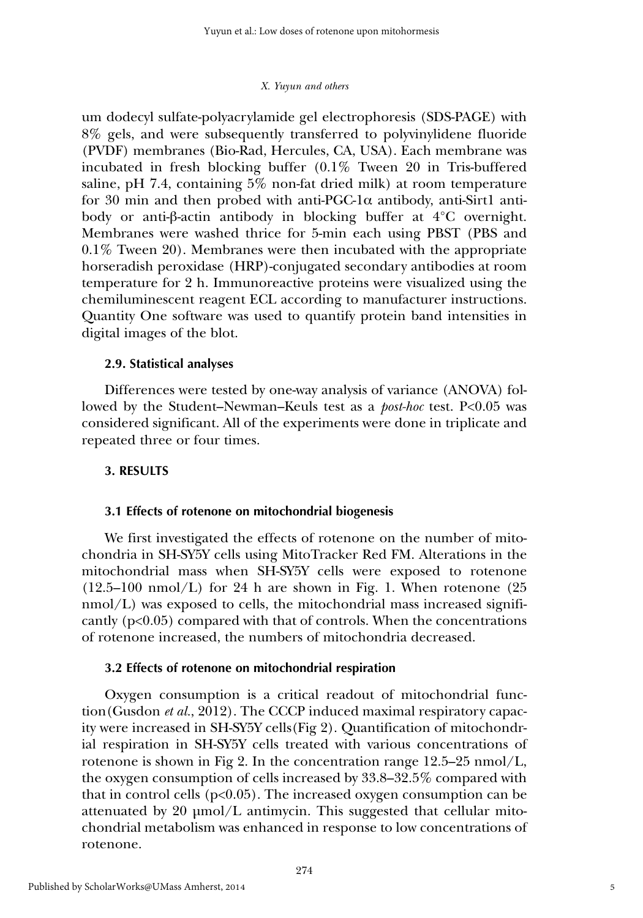um dodecyl sulfate-polyacrylamide gel electrophoresis (SDS-PAGE) with 8% gels, and were subsequently transferred to polyvinylidene fluoride (PVDF) membranes (Bio-Rad, Hercules, CA, USA). Each membrane was incubated in fresh blocking buffer (0.1% Tween 20 in Tris-buffered saline, pH 7.4, containing 5% non-fat dried milk) at room temperature for 30 min and then probed with anti-PGC-1α antibody, anti-Sirt1 antibody or anti-β-actin antibody in blocking buffer at 4°C overnight. Membranes were washed thrice for 5-min each using PBST (PBS and 0.1% Tween 20). Membranes were then incubated with the appropriate horseradish peroxidase (HRP)-conjugated secondary antibodies at room temperature for 2 h. Immunoreactive proteins were visualized using the chemiluminescent reagent ECL according to manufacturer instructions. Quantity One software was used to quantify protein band intensities in digital images of the blot.

### 2.9. Statistical analyses

Differences were tested by one-way analysis of variance (ANOVA) followed by the Student–Newman–Keuls test as a *post-hoc* test. $P<0.05$ was considered significant. All of the experiments were done in triplicate and repeated three or four times.

## 3. RESULTS

### 3.1 Effects of rotenone on mitochondrial biogenesis

We first investigated the effects of rotenone on the number of mitochondria in SH-SY5Y cells using MitoTracker Red FM. Alterations in the mitochondrial mass when SH-SY5Y cells were exposed to rotenone (12.5–100 nmol/L) for 24 h are shown in Fig. 1. When rotenone (25 nmol/L) was exposed to cells, the mitochondrial mass increased significantly ($p<0.05$) compared with that of controls. When the concentrations of rotenone increased, the numbers of mitochondria decreased.

### 3.2 Effects of rotenone on mitochondrial respiration

Oxygen consumption is a critical readout of mitochondrial function(Gusdon *et al.*, 2012). The CCCP induced maximal respiratory capacity were increased in SH-SY5Y cells(Fig 2). Quantification of mitochondrial respiration in SH-SY5Y cells treated with various concentrations of rotenone is shown in Fig 2. In the concentration range 12.5–25 nmol/L, the oxygen consumption of cells increased by 33.8–32.5% compared with that in control cells ($p<0.05$). The increased oxygen consumption can be attenuated by 20 μmol/L antimycin. This suggested that cellular mitochondrial metabolism was enhanced in response to low concentrations of rotenone.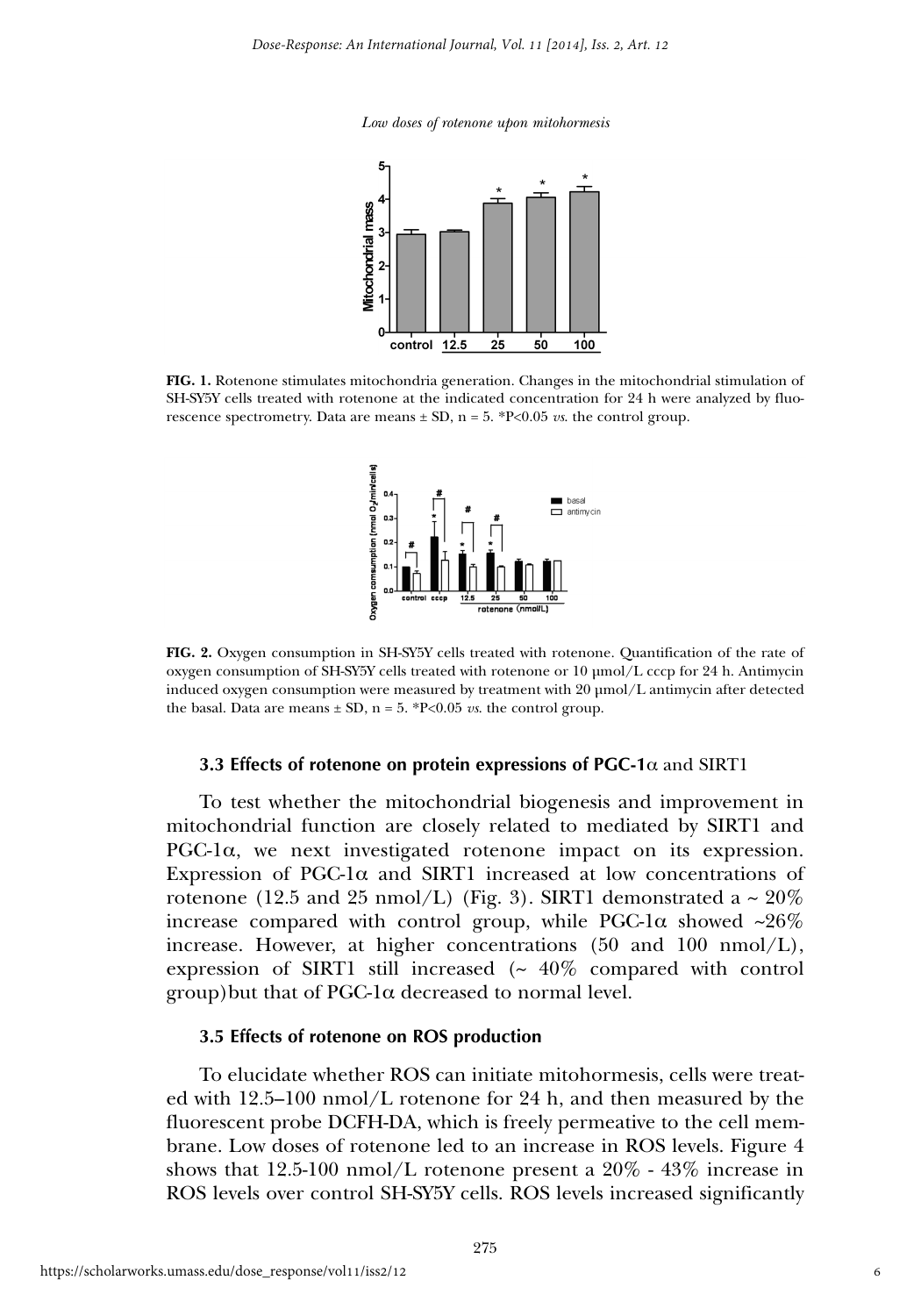FIG. 1. Rotenone stimulates mitochondria generation. Changes in the mitochondrial stimulation of SH-SY5Y cells treated with rotenone at the indicated concentration for 24 h were analyzed by fluorescence spectrometry. Data are means ± SD, n = 5. *P<0.05 *vs.* the control group.

FIG. 2. Oxygen consumption in SH-SY5Y cells treated with rotenone. Quantification of the rate of oxygen consumption of SH-SY5Y cells treated with rotenone or 10 μmol/L cccp for 24 h. Antimycin induced oxygen consumption were measured by treatment with 20 μmol/L antimycin after detected the basal. Data are means ± SD, n = 5. *P<0.05 *vs.* the control group.

### 3.3 Effects of rotenone on protein expressions of PGC-1α and SIRT1

To test whether the mitochondrial biogenesis and improvement in mitochondrial function are closely related to mediated by SIRT1 and PGC-1α, we next investigated rotenone impact on its expression. Expression of PGC-1α and SIRT1 increased at low concentrations of rotenone (12.5 and 25 nmol/L) (Fig. 3). SIRT1 demonstrated a ~ 20% increase compared with control group, while PGC-1α showed ~26% increase. However, at higher concentrations (50 and 100 nmol/L), expression of SIRT1 still increased (~ 40% compared with control group)but that of PGC-1α decreased to normal level.

### 3.5 Effects of rotenone on ROS production

To elucidate whether ROS can initiate mitohormesis, cells were treated with 12.5–100 nmol/L rotenone for 24 h, and then measured by the fluorescent probe DCFH-DA, which is freely permeative to the cell membrane. Low doses of rotenone led to an increase in ROS levels. Figure 4 shows that 12.5-100 nmol/L rotenone present a 20% - 43% increase in ROS levels over control SH-SY5Y cells. ROS levels increased significantly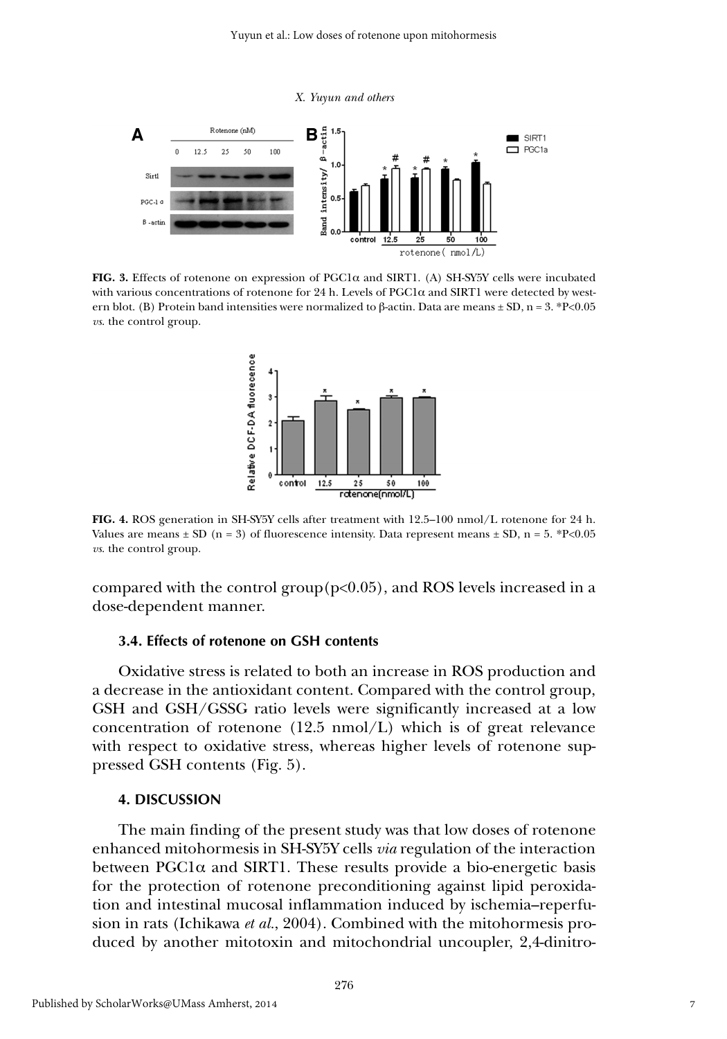**FIG. 3.** Effects of rotenone on expression of PGC1α and SIRT1. (A) SH-SY5Y cells were incubated with various concentrations of rotenone for 24 h. Levels of PGC1α and SIRT1 were detected by western blot. (B) Protein band intensities were normalized to β-actin. Data are means ± SD, n = 3. *P<0.05 *vs.* the control group.

**FIG. 4.** ROS generation in SH-SY5Y cells after treatment with 12.5–100 nmol/L rotenone for 24 h. Values are means ± SD (n = 3) of fluorescence intensity. Data represent means ± SD, n = 5. *P<0.05 *vs.* the control group.

compared with the control group(p<0.05), and ROS levels increased in a dose-dependent manner.

### 3.4. Effects of rotenone on GSH contents

Oxidative stress is related to both an increase in ROS production and a decrease in the antioxidant content. Compared with the control group, GSH and GSH/GSSG ratio levels were significantly increased at a low concentration of rotenone (12.5 nmol/L) which is of great relevance with respect to oxidative stress, whereas higher levels of rotenone suppressed GSH contents (Fig. 5).

### 4. DISCUSSION

The main finding of the present study was that low doses of rotenone enhanced mitohormesis in SH-SY5Y cells *via* regulation of the interaction between PGC1α and SIRT1. These results provide a bio-energetic basis for the protection of rotenone preconditioning against lipid peroxidation and intestinal mucosal inflammation induced by ischemia–reperfusion in rats (Ichikawa *et al.*, 2004). Combined with the mitohormesis produced by another mitotoxin and mitochondrial uncoupler, 2,4-dinitro-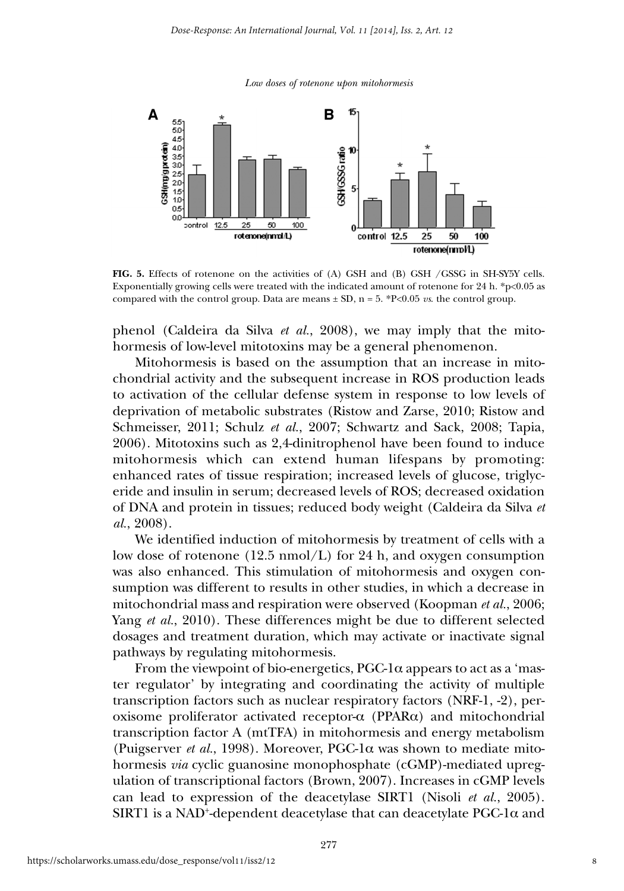**FIG. 5.** Effects of rotenone on the activities of (A) GSH and (B) GSH /GSSG in SH-SY5Y cells. Exponentially growing cells were treated with the indicated amount of rotenone for 24 h. $^*p<0.05$ as compared with the control group. Data are means ± SD, n = 5. $^*P<0.05$ *vs.* the control group.

phenol (Caldeira da Silva *et al.*, 2008), we may imply that the mitohormesis of low-level mitotoxins may be a general phenomenon.

Mitohormesis is based on the assumption that an increase in mitochondrial activity and the subsequent increase in ROS production leads to activation of the cellular defense system in response to low levels of deprivation of metabolic substrates (Ristow and Zarse, 2010; Ristow and Schmeisser, 2011; Schulz *et al.*, 2007; Schwartz and Sack, 2008; Tapia, 2006). Mitotoxins such as 2,4-dinitrophenol have been found to induce mitohormesis which can extend human lifespans by promoting: enhanced rates of tissue respiration; increased levels of glucose, triglyceride and insulin in serum; decreased levels of ROS; decreased oxidation of DNA and protein in tissues; reduced body weight (Caldeira da Silva *et al.*, 2008).

We identified induction of mitohormesis by treatment of cells with a low dose of rotenone (12.5 nmol/L) for 24 h, and oxygen consumption was also enhanced. This stimulation of mitohormesis and oxygen consumption was different to results in other studies, in which a decrease in mitochondrial mass and respiration were observed (Koopman *et al.*, 2006; Yang *et al.*, 2010). These differences might be due to different selected dosages and treatment duration, which may activate or inactivate signal pathways by regulating mitohormesis.

From the viewpoint of bio-energetics, PGC-1$\alpha$ appears to act as a 'master regulator' by integrating and coordinating the activity of multiple transcription factors such as nuclear respiratory factors (NRF-1, -2), peroxisome proliferator activated receptor-$\alpha$ (PPAR$\alpha$) and mitochondrial transcription factor A (mtTFA) in mitohormesis and energy metabolism (Puigserver *et al.*, 1998). Moreover, PGC-1$\alpha$ was shown to mediate mitohormesis *via* cyclic guanosine monophosphate (cGMP)-mediated upregulation of transcriptional factors (Brown, 2007). Increases in cGMP levels can lead to expression of the deacetylase SIRT1 (Nisoli *et al.*, 2005). SIRT1 is a $NAD^+$-dependent deacetylase that can deacetylate PGC-1$\alpha$ and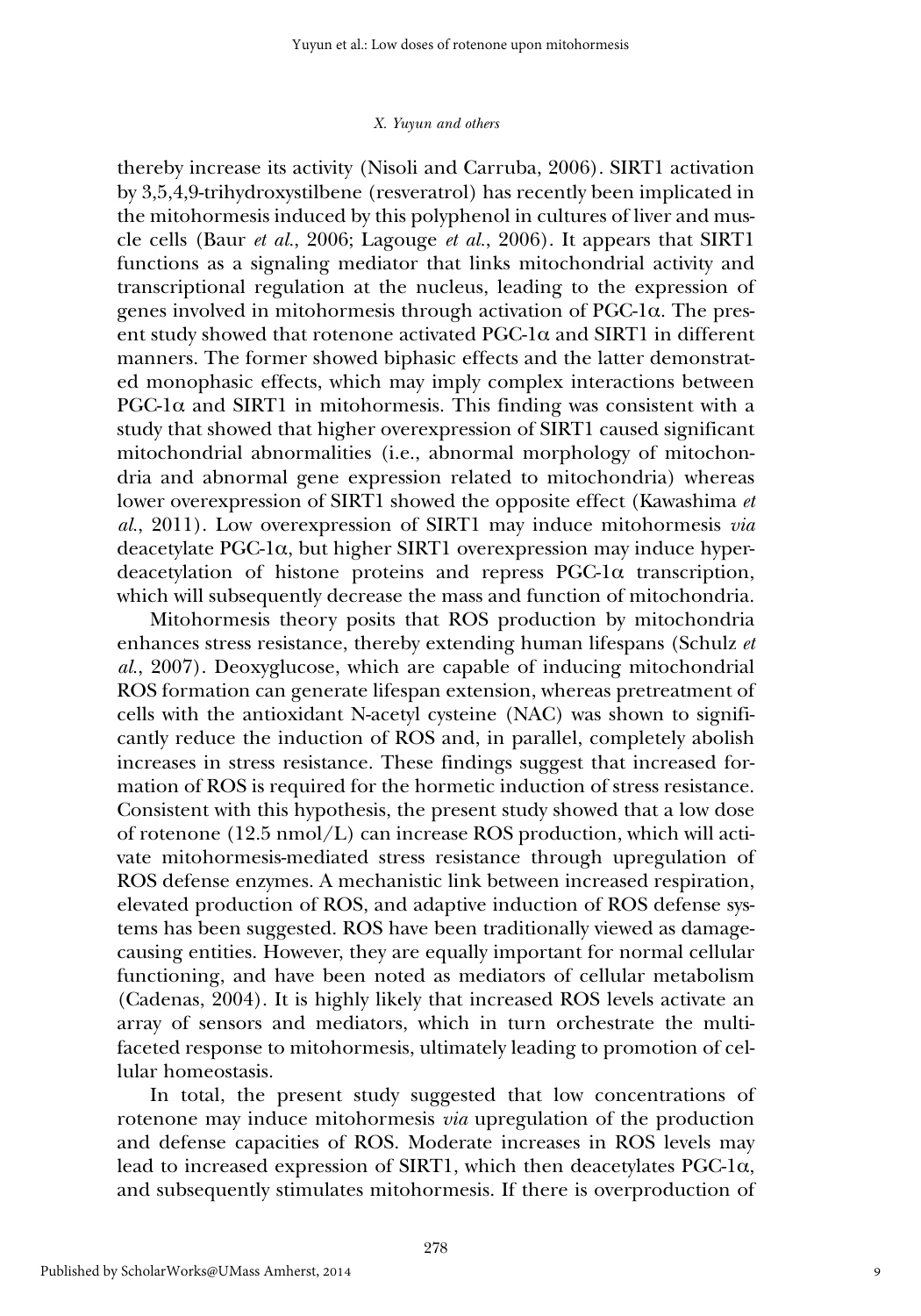thereby increase its activity (Nisoli and Carruba, 2006). SIRT1 activation by 3,5,4,9-trihydroxystilbene (resveratrol) has recently been implicated in the mitohormesis induced by this polyphenol in cultures of liver and muscle cells (Baur *et al.*, 2006; Lagouge *et al.*, 2006). It appears that SIRT1 functions as a signaling mediator that links mitochondrial activity and transcriptional regulation at the nucleus, leading to the expression of genes involved in mitohormesis through activation of PGC-1α. The present study showed that rotenone activated PGC-1α and SIRT1 in different manners. The former showed biphasic effects and the latter demonstrated monophasic effects, which may imply complex interactions between PGC-1α and SIRT1 in mitohormesis. This finding was consistent with a study that showed that higher overexpression of SIRT1 caused significant mitochondrial abnormalities (i.e., abnormal morphology of mitochondria and abnormal gene expression related to mitochondria) whereas lower overexpression of SIRT1 showed the opposite effect (Kawashima *et al.*, 2011). Low overexpression of SIRT1 may induce mitohormesis *via* deacetylate PGC-1α, but higher SIRT1 overexpression may induce hyperdeacetylation of histone proteins and repress PGC-1α transcription, which will subsequently decrease the mass and function of mitochondria.

Mitohormesis theory posits that ROS production by mitochondria enhances stress resistance, thereby extending human lifespans (Schulz *et al.*, 2007). Deoxyglucose, which are capable of inducing mitochondrial ROS formation can generate lifespan extension, whereas pretreatment of cells with the antioxidant N-acetyl cysteine (NAC) was shown to significantly reduce the induction of ROS and, in parallel, completely abolish increases in stress resistance. These findings suggest that increased formation of ROS is required for the hormetic induction of stress resistance. Consistent with this hypothesis, the present study showed that a low dose of rotenone (12.5 nmol/L) can increase ROS production, which will activate mitohormesis-mediated stress resistance through upregulation of ROS defense enzymes. A mechanistic link between increased respiration, elevated production of ROS, and adaptive induction of ROS defense systems has been suggested. ROS have been traditionally viewed as damage-causing entities. However, they are equally important for normal cellular functioning, and have been noted as mediators of cellular metabolism (Cadenas, 2004). It is highly likely that increased ROS levels activate an array of sensors and mediators, which in turn orchestrate the multifaceted response to mitohormesis, ultimately leading to promotion of cellular homeostasis.

In total, the present study suggested that low concentrations of rotenone may induce mitohormesis *via* upregulation of the production and defense capacities of ROS. Moderate increases in ROS levels may lead to increased expression of SIRT1, which then deacetylates PGC-1α, and subsequently stimulates mitohormesis. If there is overproduction of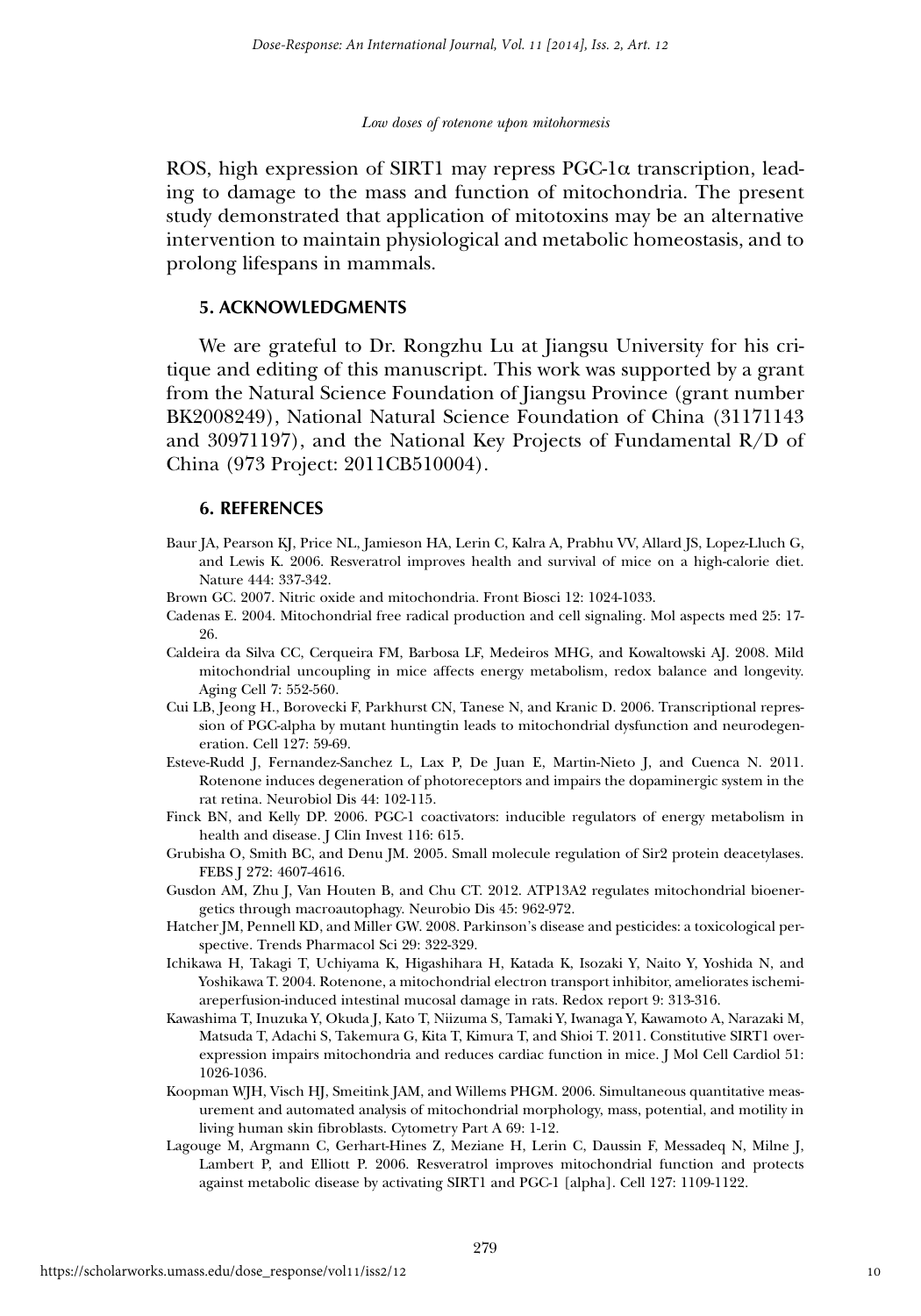ROS, high expression of SIRT1 may repress PGC-1α transcription, leading to damage to the mass and function of mitochondria. The present study demonstrated that application of mitotoxins may be an alternative intervention to maintain physiological and metabolic homeostasis, and to prolong lifespans in mammals.

## 5. ACKNOWLEDGMENTS

We are grateful to Dr. Rongzhu Lu at Jiangsu University for his critique and editing of this manuscript. This work was supported by a grant from the Natural Science Foundation of Jiangsu Province (grant number BK2008249), National Natural Science Foundation of China (31171143 and 30971197), and the National Key Projects of Fundamental R/D of China (973 Project: 2011CB510004).

## 6. REFERENCES

Baur JA, Pearson KJ, Price NL, Jamieson HA, Lerin C, Kalra A, Prabhu VV, Allard JS, Lopez-Lluch G, and Lewis K. 2006. Resveratrol improves health and survival of mice on a high-calorie diet. Nature 444: 337-342.

Brown GC. 2007. Nitric oxide and mitochondria. Front Biosci 12: 1024-1033.

Cadenas E. 2004. Mitochondrial free radical production and cell signaling. Mol aspects med 25: 17-26.

Caldeira da Silva CC, Cerqueira FM, Barbosa LF, Medeiros MHG, and Kowaltowski AJ. 2008. Mild mitochondrial uncoupling in mice affects energy metabolism, redox balance and longevity. Aging Cell 7: 552-560.

Cui LB, Jeong H., Borovecki F, Parkhurst CN, Tanese N, and Kranic D. 2006. Transcriptional repression of PGC-alpha by mutant huntingtin leads to mitochondrial dysfunction and neurodegeneration. Cell 127: 59-69.

Esteve-Rudd J, Fernandez-Sanchez L, Lax P, De Juan E, Martin-Nieto J, and Cuenca N. 2011. Rotenone induces degeneration of photoreceptors and impairs the dopaminergic system in the rat retina. Neurobiol Dis 44: 102-115.

Finck BN, and Kelly DP. 2006. PGC-1 coactivators: inducible regulators of energy metabolism in health and disease. J Clin Invest 116: 615.

Grubisha O, Smith BC, and Denu JM. 2005. Small molecule regulation of Sir2 protein deacetylases. FEBS J 272: 4607-4616.

Gusdon AM, Zhu J, Van Houten B, and Chu CT. 2012. ATP13A2 regulates mitochondrial bioenergetics through macroautophagy. Neurobio Dis 45: 962-972.

Hatcher JM, Pennell KD, and Miller GW. 2008. Parkinson's disease and pesticides: a toxicological perspective. Trends Pharmacol Sci 29: 322-329.

Ichikawa H, Takagi T, Uchiyama K, Higashihara H, Katada K, Isozaki Y, Naito Y, Yoshida N, and Yoshikawa T. 2004. Rotenone, a mitochondrial electron transport inhibitor, ameliorates ischemiareperfusion-induced intestinal mucosal damage in rats. Redox report 9: 313-316.

Kawashima T, Inuzuka Y, Okuda J, Kato T, Niizuma S, Tamaki Y, Iwanaga Y, Kawamoto A, Narazaki M, Matsuda T, Adachi S, Takemura G, Kita T, Kimura T, and Shioi T. 2011. Constitutive SIRT1 overexpression impairs mitochondria and reduces cardiac function in mice. J Mol Cell Cardiol 51: 1026-1036.

Koopman WJH, Visch HJ, Smeitink JAM, and Willems PHGM. 2006. Simultaneous quantitative measurement and automated analysis of mitochondrial morphology, mass, potential, and motility in living human skin fibroblasts. Cytometry Part A 69: 1-12.

Lagouge M, Argmann C, Gerhart-Hines Z, Meziane H, Lerin C, Daussin F, Messadeq N, Milne J, Lambert P, and Elliott P. 2006. Resveratrol improves mitochondrial function and protects against metabolic disease by activating SIRT1 and PGC-1 [alpha]. Cell 127: 1109-1122.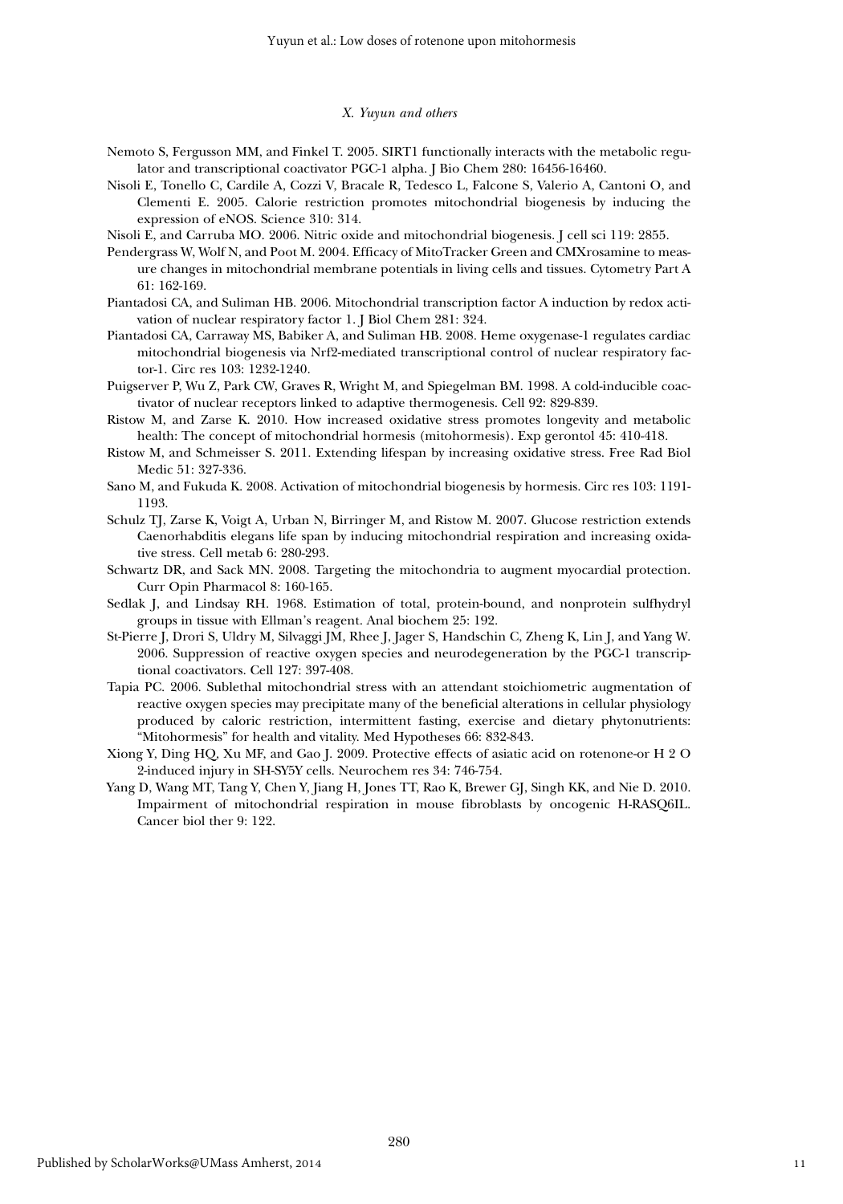Nemoto S, Fergusson MM, and Finkel T. 2005. SIRT1 functionally interacts with the metabolic regulator and transcriptional coactivator PGC-1 alpha. J Bio Chem 280: 16456-16460.

Nisoli E, Tonello C, Cardile A, Cozzi V, Bracale R, Tedesco L, Falcone S, Valerio A, Cantoni O, and Clementi E. 2005. Calorie restriction promotes mitochondrial biogenesis by inducing the expression of eNOS. Science 310: 314.

Nisoli E, and Carruba MO. 2006. Nitric oxide and mitochondrial biogenesis. J cell sci 119: 2855.

Pendergrass W, Wolf N, and Poot M. 2004. Efficacy of MitoTracker Green and CMXrosamine to measure changes in mitochondrial membrane potentials in living cells and tissues. Cytometry Part A 61: 162-169.

Piantadosi CA, and Suliman HB. 2006. Mitochondrial transcription factor A induction by redox activation of nuclear respiratory factor 1. J Biol Chem 281: 324.

Piantadosi CA, Carraway MS, Babiker A, and Suliman HB. 2008. Heme oxygenase-1 regulates cardiac mitochondrial biogenesis via Nrf2-mediated transcriptional control of nuclear respiratory factor-1. Circ res 103: 1232-1240.

Puigserver P, Wu Z, Park CW, Graves R, Wright M, and Spiegelman BM. 1998. A cold-inducible coactivator of nuclear receptors linked to adaptive thermogenesis. Cell 92: 829-839.

Ristow M, and Zarse K. 2010. How increased oxidative stress promotes longevity and metabolic health: The concept of mitochondrial hormesis (mitohormesis). Exp gerontol 45: 410-418.

Ristow M, and Schmeisser S. 2011. Extending lifespan by increasing oxidative stress. Free Rad Biol Medic 51: 327-336.

Sano M, and Fukuda K. 2008. Activation of mitochondrial biogenesis by hormesis. Circ res 103: 1191-1193.

Schulz TJ, Zarse K, Voigt A, Urban N, Birringer M, and Ristow M. 2007. Glucose restriction extends Caenorhabditis elegans life span by inducing mitochondrial respiration and increasing oxidative stress. Cell metab 6: 280-293.

Schwartz DR, and Sack MN. 2008. Targeting the mitochondria to augment myocardial protection. Curr Opin Pharmacol 8: 160-165.

Sedlak J, and Lindsay RH. 1968. Estimation of total, protein-bound, and nonprotein sulfhydryl groups in tissue with Ellman's reagent. Anal biochem 25: 192.

St-Pierre J, Drori S, Uldry M, Silvaggi JM, Rhee J, Jager S, Handschin C, Zheng K, Lin J, and Yang W. 2006. Suppression of reactive oxygen species and neurodegeneration by the PGC-1 transcriptional coactivators. Cell 127: 397-408.

Tapia PC. 2006. Sublethal mitochondrial stress with an attendant stoichiometric augmentation of reactive oxygen species may precipitate many of the beneficial alterations in cellular physiology produced by caloric restriction, intermittent fasting, exercise and dietary phytonutrients: "Mitohormesis" for health and vitality. Med Hypotheses 66: 832-843.

Xiong Y, Ding HQ, Xu MF, and Gao J. 2009. Protective effects of asiatic acid on rotenone-or H 2 O 2-induced injury in SH-SY5Y cells. Neurochem res 34: 746-754.

Yang D, Wang MT, Tang Y, Chen Y, Jiang H, Jones TT, Rao K, Brewer GJ, Singh KK, and Nie D. 2010. Impairment of mitochondrial respiration in mouse fibroblasts by oncogenic H-RASQ61L. Cancer biol ther 9: 122.